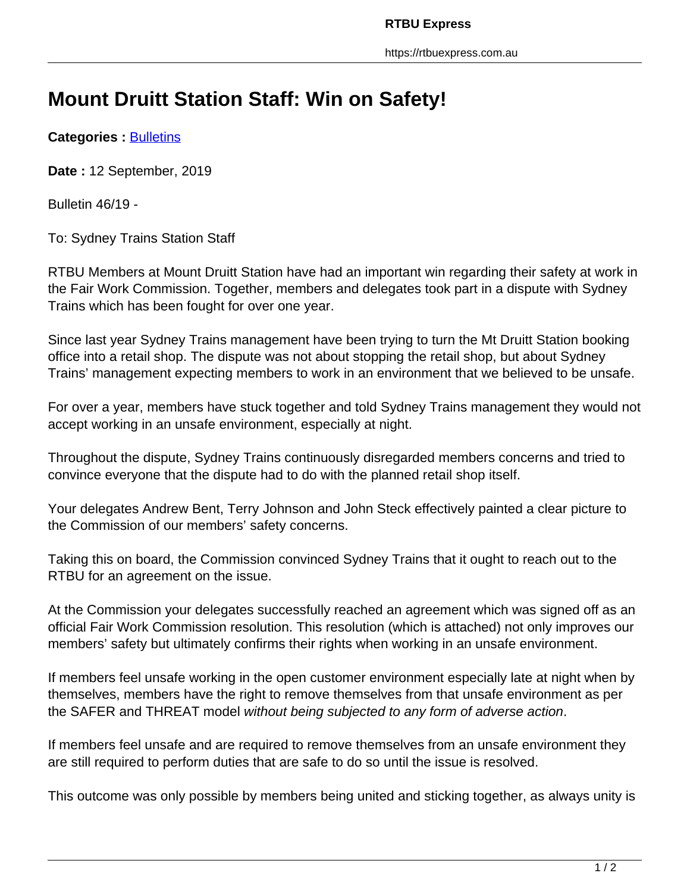# Mount Druitt Station Staff: Win on Safety!

**Categories :** Bulletins

**Date :** 12 September, 2019

Bulletin 46/19 -

To: Sydney Trains Station Staff

RTBU Members at Mount Druitt Station have had an important win regarding their safety at work in the Fair Work Commission. Together, members and delegates took part in a dispute with Sydney Trains which has been fought for over one year.

Since last year Sydney Trains management have been trying to turn the Mt Druitt Station booking office into a retail shop. The dispute was not about stopping the retail shop, but about Sydney Trains' management expecting members to work in an environment that we believed to be unsafe.

For over a year, members have stuck together and told Sydney Trains management they would not accept working in an unsafe environment, especially at night.

Throughout the dispute, Sydney Trains continuously disregarded members concerns and tried to convince everyone that the dispute had to do with the planned retail shop itself.

Your delegates Andrew Bent, Terry Johnson and John Steck effectively painted a clear picture to the Commission of our members' safety concerns.

Taking this on board, the Commission convinced Sydney Trains that it ought to reach out to the RTBU for an agreement on the issue.

At the Commission your delegates successfully reached an agreement which was signed off as an official Fair Work Commission resolution. This resolution (which is attached) not only improves our members' safety but ultimately confirms their rights when working in an unsafe environment.

If members feel unsafe working in the open customer environment especially late at night when by themselves, members have the right to remove themselves from that unsafe environment as per the SAFER and THREAT model *without being subjected to any form of adverse action*.

If members feel unsafe and are required to remove themselves from an unsafe environment they are still required to perform duties that are safe to do so until the issue is resolved.

This outcome was only possible by members being united and sticking together, as always unity is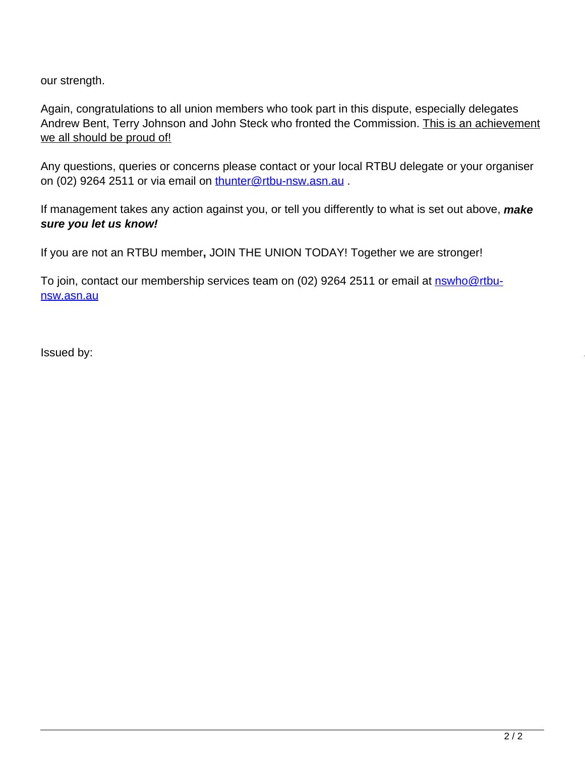our strength.

Again, congratulations to all union members who took part in this dispute, especially delegates Andrew Bent, Terry Johnson and John Steck who fronted the Commission. <u>This is an achievement we all should be proud of!</u>

Any questions, queries or concerns please contact or your local RTBU delegate or your organiser on (02) 9264 2511 or via email on thunter@rtbu-nsw.asn.au .

If management takes any action against you, or tell you differently to what is set out above, ***make sure you let us know!***

If you are not an RTBU member**,** JOIN THE UNION TODAY! Together we are stronger!

To join, contact our membership services team on (02) 9264 2511 or email at nswho@rtbu-nsw.asn.au

Issued by: